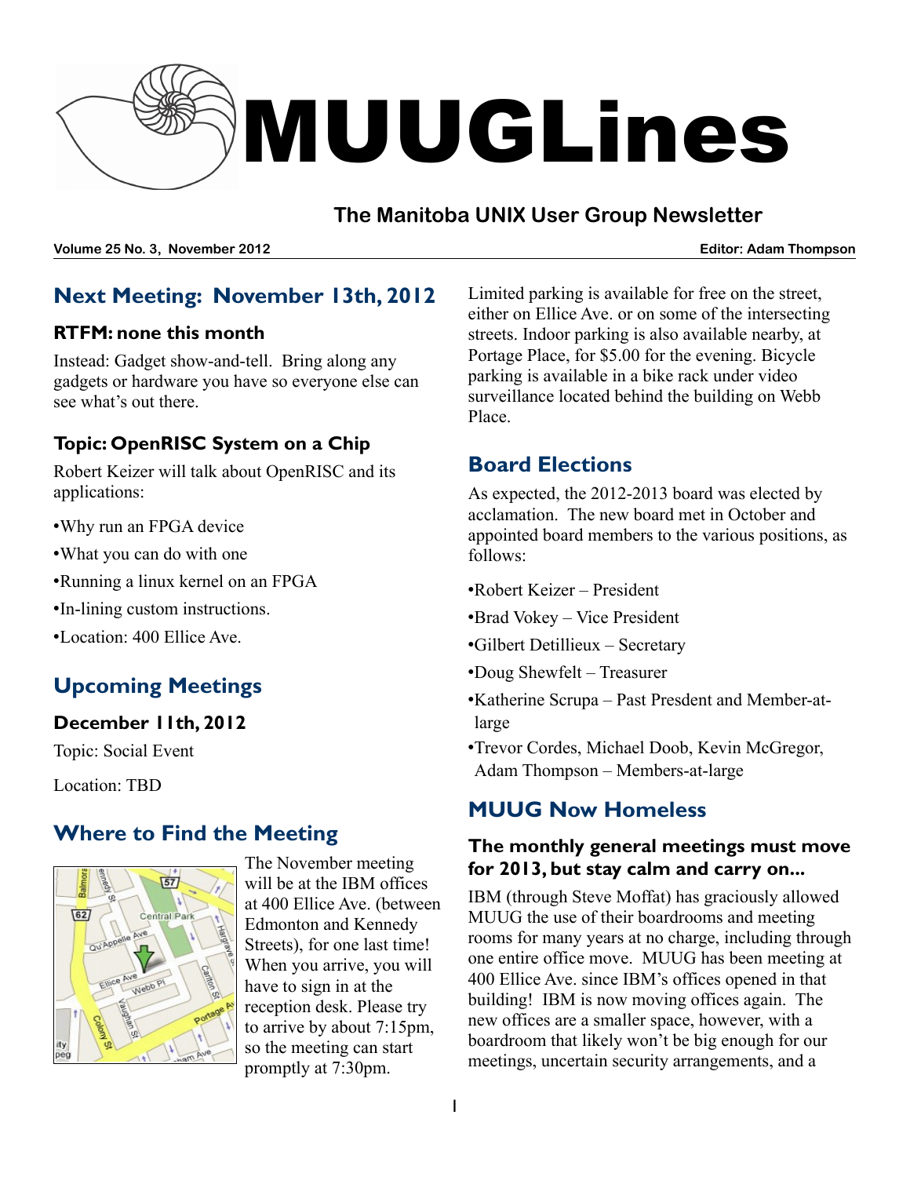# MUUGLines

## The Manitoba UNIX User Group Newsletter

**Volume 25 No. 3, November 2012** **Editor: Adam Thompson**

## Next Meeting: November 13th, 2012

### RTFM: none this month

Instead: Gadget show-and-tell. Bring along any gadgets or hardware you have so everyone else can see what's out there.

### Topic: OpenRISC System on a Chip

Robert Keizer will talk about OpenRISC and its applications:

- Why run an FPGA device
- What you can do with one
- Running a linux kernel on an FPGA
- In-lining custom instructions.
- Location: 400 Ellice Ave.

## Upcoming Meetings

### December 11th, 2012

Topic: Social Event

Location: TBD

## Where to Find the Meeting

The November meeting will be at the IBM offices at 400 Ellice Ave. (between Edmonton and Kennedy Streets), for one last time! When you arrive, you will have to sign in at the reception desk. Please try to arrive by about 7:15pm, so the meeting can start promptly at 7:30pm.

Limited parking is available for free on the street, either on Ellice Ave. or on some of the intersecting streets. Indoor parking is also available nearby, at Portage Place, for $5.00 for the evening. Bicycle parking is available in a bike rack under video surveillance located behind the building on Webb Place.

## Board Elections

As expected, the 2012-2013 board was elected by acclamation. The new board met in October and appointed board members to the various positions, as follows:

- Robert Keizer – President
- Brad Vokey – Vice President
- Gilbert Detillieux – Secretary
- Doug Shewfelt – Treasurer
- Katherine Scrupa – Past Presdent and Member-at-large
- Trevor Cordes, Michael Doob, Kevin McGregor, Adam Thompson – Members-at-large

## MUUG Now Homeless

### The monthly general meetings must move for 2013, but stay calm and carry on...

IBM (through Steve Moffat) has graciously allowed MUUG the use of their boardrooms and meeting rooms for many years at no charge, including through one entire office move. MUUG has been meeting at 400 Ellice Ave. since IBM's offices opened in that building! IBM is now moving offices again. The new offices are a smaller space, however, with a boardroom that likely won't be big enough for our meetings, uncertain security arrangements, and a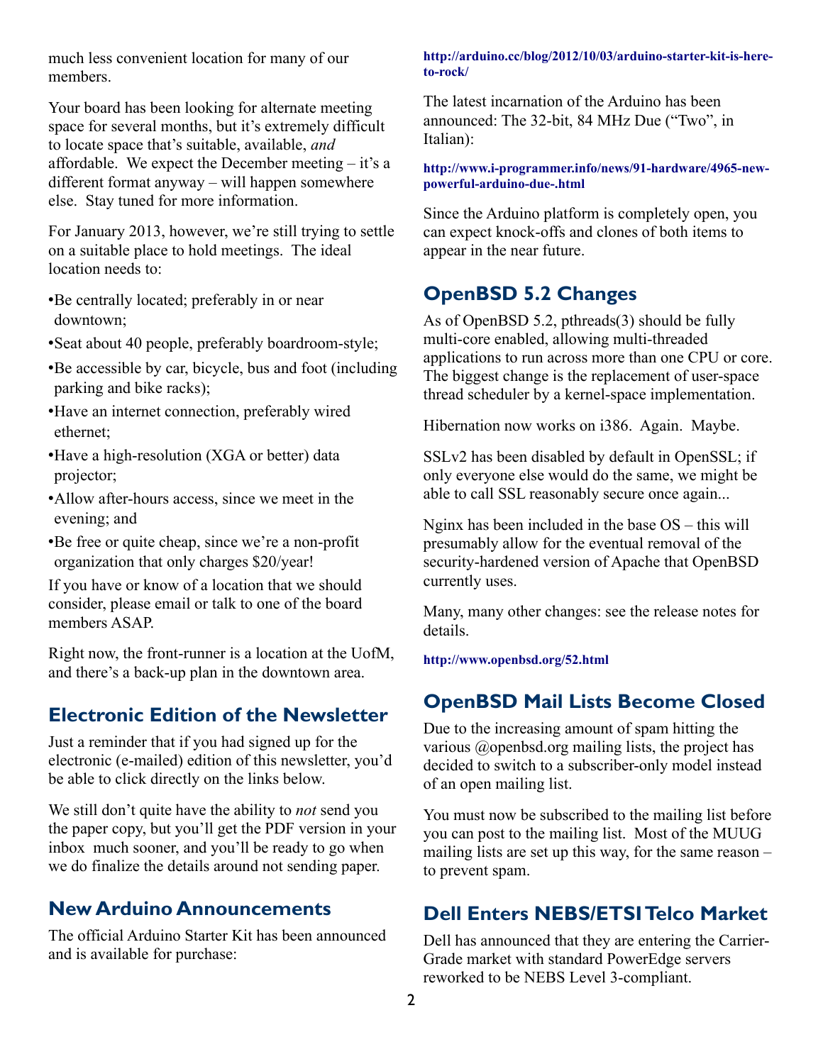much less convenient location for many of our members.

Your board has been looking for alternate meeting space for several months, but it's extremely difficult to locate space that's suitable, available, *and* affordable. We expect the December meeting – it's a different format anyway – will happen somewhere else. Stay tuned for more information.

For January 2013, however, we're still trying to settle on a suitable place to hold meetings. The ideal location needs to:

- Be centrally located; preferably in or near downtown;
- Seat about 40 people, preferably boardroom-style;
- Be accessible by car, bicycle, bus and foot (including parking and bike racks);
- Have an internet connection, preferably wired ethernet;
- Have a high-resolution (XGA or better) data projector;
- Allow after-hours access, since we meet in the evening; and
- Be free or quite cheap, since we're a non-profit organization that only charges $20/year!

If you have or know of a location that we should consider, please email or talk to one of the board members ASAP.

Right now, the front-runner is a location at the UofM, and there's a back-up plan in the downtown area.

## Electronic Edition of the Newsletter

Just a reminder that if you had signed up for the electronic (e-mailed) edition of this newsletter, you'd be able to click directly on the links below.

We still don't quite have the ability to *not* send you the paper copy, but you'll get the PDF version in your inbox much sooner, and you'll be ready to go when we do finalize the details around not sending paper.

## New Arduino Announcements

The official Arduino Starter Kit has been announced and is available for purchase:

**http://arduino.cc/blog/2012/10/03/arduino-starter-kit-is-here-to-rock/**

The latest incarnation of the Arduino has been announced: The 32-bit, 84 MHz Due ("Two", in Italian):

**http://www.i-programmer.info/news/91-hardware/4965-new-powerful-arduino-due-.html**

Since the Arduino platform is completely open, you can expect knock-offs and clones of both items to appear in the near future.

## OpenBSD 5.2 Changes

As of OpenBSD 5.2, pthreads(3) should be fully multi-core enabled, allowing multi-threaded applications to run across more than one CPU or core. The biggest change is the replacement of user-space thread scheduler by a kernel-space implementation.

Hibernation now works on i386. Again. Maybe.

SSLv2 has been disabled by default in OpenSSL; if only everyone else would do the same, we might be able to call SSL reasonably secure once again...

Nginx has been included in the base OS – this will presumably allow for the eventual removal of the security-hardened version of Apache that OpenBSD currently uses.

Many, many other changes: see the release notes for details.

**http://www.openbsd.org/52.html**

## OpenBSD Mail Lists Become Closed

Due to the increasing amount of spam hitting the various @openbsd.org mailing lists, the project has decided to switch to a subscriber-only model instead of an open mailing list.

You must now be subscribed to the mailing list before you can post to the mailing list. Most of the MUUG mailing lists are set up this way, for the same reason – to prevent spam.

## Dell Enters NEBS/ETSI Telco Market

Dell has announced that they are entering the Carrier-Grade market with standard PowerEdge servers reworked to be NEBS Level 3-compliant.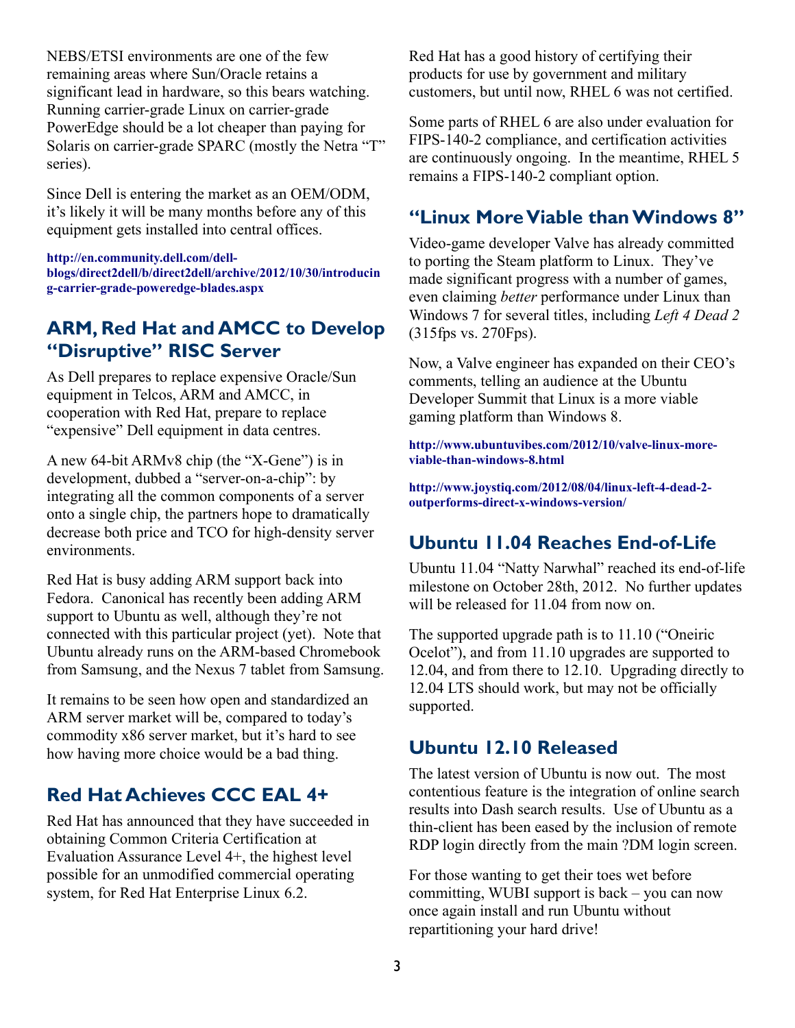NEBS/ETSI environments are one of the few remaining areas where Sun/Oracle retains a significant lead in hardware, so this bears watching. Running carrier-grade Linux on carrier-grade PowerEdge should be a lot cheaper than paying for Solaris on carrier-grade SPARC (mostly the Netra "T" series).

Since Dell is entering the market as an OEM/ODM, it's likely it will be many months before any of this equipment gets installed into central offices.

**http://en.community.dell.com/dell-blogs/direct2dell/b/direct2dell/archive/2012/10/30/introducing-carrier-grade-poweredge-blades.aspx**

## ARM, Red Hat and AMCC to Develop "Disruptive" RISC Server

As Dell prepares to replace expensive Oracle/Sun equipment in Telcos, ARM and AMCC, in cooperation with Red Hat, prepare to replace "expensive" Dell equipment in data centres.

A new 64-bit ARMv8 chip (the "X-Gene") is in development, dubbed a "server-on-a-chip": by integrating all the common components of a server onto a single chip, the partners hope to dramatically decrease both price and TCO for high-density server environments.

Red Hat is busy adding ARM support back into Fedora. Canonical has recently been adding ARM support to Ubuntu as well, although they're not connected with this particular project (yet). Note that Ubuntu already runs on the ARM-based Chromebook from Samsung, and the Nexus 7 tablet from Samsung.

It remains to be seen how open and standardized an ARM server market will be, compared to today's commodity x86 server market, but it's hard to see how having more choice would be a bad thing.

## Red Hat Achieves CCC EAL 4+

Red Hat has announced that they have succeeded in obtaining Common Criteria Certification at Evaluation Assurance Level 4+, the highest level possible for an unmodified commercial operating system, for Red Hat Enterprise Linux 6.2.

Red Hat has a good history of certifying their products for use by government and military customers, but until now, RHEL 6 was not certified.

Some parts of RHEL 6 are also under evaluation for FIPS-140-2 compliance, and certification activities are continuously ongoing. In the meantime, RHEL 5 remains a FIPS-140-2 compliant option.

## "Linux More Viable than Windows 8"

Video-game developer Valve has already committed to porting the Steam platform to Linux. They've made significant progress with a number of games, even claiming *better* performance under Linux than Windows 7 for several titles, including *Left 4 Dead 2* (315fps vs. 270Fps).

Now, a Valve engineer has expanded on their CEO's comments, telling an audience at the Ubuntu Developer Summit that Linux is a more viable gaming platform than Windows 8.

**http://www.ubuntuvibes.com/2012/10/valve-linux-more-viable-than-windows-8.html**

**http://www.joystiq.com/2012/08/04/linux-left-4-dead-2-outperforms-direct-x-windows-version/**

## Ubuntu 11.04 Reaches End-of-Life

Ubuntu 11.04 "Natty Narwhal" reached its end-of-life milestone on October 28th, 2012. No further updates will be released for 11.04 from now on.

The supported upgrade path is to 11.10 ("Oneiric Ocelot"), and from 11.10 upgrades are supported to 12.04, and from there to 12.10. Upgrading directly to 12.04 LTS should work, but may not be officially supported.

## Ubuntu 12.10 Released

The latest version of Ubuntu is now out. The most contentious feature is the integration of online search results into Dash search results. Use of Ubuntu as a thin-client has been eased by the inclusion of remote RDP login directly from the main ?DM login screen.

For those wanting to get their toes wet before committing, WUBI support is back – you can now once again install and run Ubuntu without repartitioning your hard drive!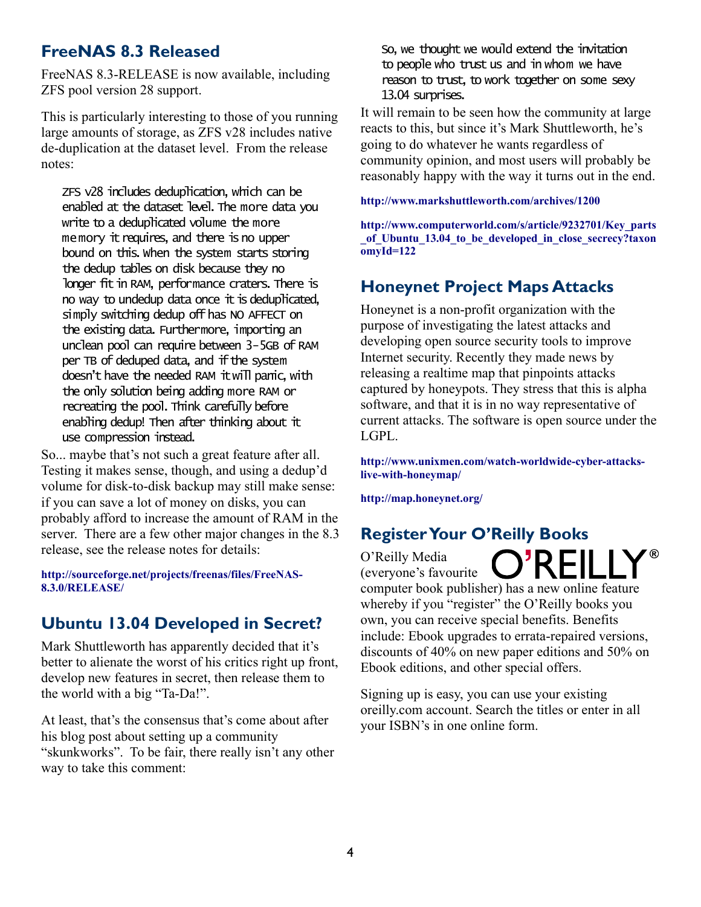## FreeNAS 8.3 Released

FreeNAS 8.3-RELEASE is now available, including ZFS pool version 28 support.

This is particularly interesting to those of you running large amounts of storage, as ZFS v28 includes native de-duplication at the dataset level. From the release notes:

> ZFS v28 includes deduplication, which can be enabled at the dataset level. The more data you write to a deduplicated volume the more memory it requires, and there is no upper bound on this. When the system starts storing the dedup tables on disk because they no longer fit in RAM, performance craters. There is no way to undedup data once it is deduplicated, simply switching dedup off has NO AFFECT on the existing data. Furthermore, importing an unclean pool can require between 3-5GB of RAM per TB of deduped data, and if the system doesn't have the needed RAM it will panic, with the only solution being adding more RAM or recreating the pool. Think carefully before enabling dedup! Then after thinking about it use compression instead.

So... maybe that's not such a great feature after all. Testing it makes sense, though, and using a dedup'd volume for disk-to-disk backup may still make sense: if you can save a lot of money on disks, you can probably afford to increase the amount of RAM in the server. There are a few other major changes in the 8.3 release, see the release notes for details:

**http://sourceforge.net/projects/freenas/files/FreeNAS-8.3.0/RELEASE/**

## Ubuntu 13.04 Developed in Secret?

Mark Shuttleworth has apparently decided that it's better to alienate the worst of his critics right up front, develop new features in secret, then release them to the world with a big "Ta-Da!".

At least, that's the consensus that's come about after his blog post about setting up a community "skunkworks". To be fair, there really isn't any other way to take this comment:

> So, we thought we would extend the invitation to people who trust us and in whom we have reason to trust, to work together on some sexy 13.04 surprises.

It will remain to be seen how the community at large reacts to this, but since it's Mark Shuttleworth, he's going to do whatever he wants regardless of community opinion, and most users will probably be reasonably happy with the way it turns out in the end.

**http://www.markshuttleworth.com/archives/1200**

**http://www.computerworld.com/s/article/9232701/Key_parts_of_Ubuntu_13.04_to_be_developed_in_close_secrecy?taxonomyId=122**

## Honeynet Project Maps Attacks

Honeynet is a non-profit organization with the purpose of investigating the latest attacks and developing open source security tools to improve Internet security. Recently they made news by releasing a realtime map that pinpoints attacks captured by honeypots. They stress that this is alpha software, and that it is in no way representative of current attacks. The software is open source under the LGPL.

**http://www.unixmen.com/watch-worldwide-cyber-attacks-live-with-honeymap/**

**http://map.honeynet.org/**

## Register Your O'Reilly Books

O'REILLY®

O'Reilly Media (everyone's favourite computer book publisher) has a new online feature whereby if you "register" the O'Reilly books you own, you can receive special benefits. Benefits include: Ebook upgrades to errata-repaired versions, discounts of 40% on new paper editions and 50% on Ebook editions, and other special offers.

Signing up is easy, you can use your existing oreilly.com account. Search the titles or enter in all your ISBN's in one online form.